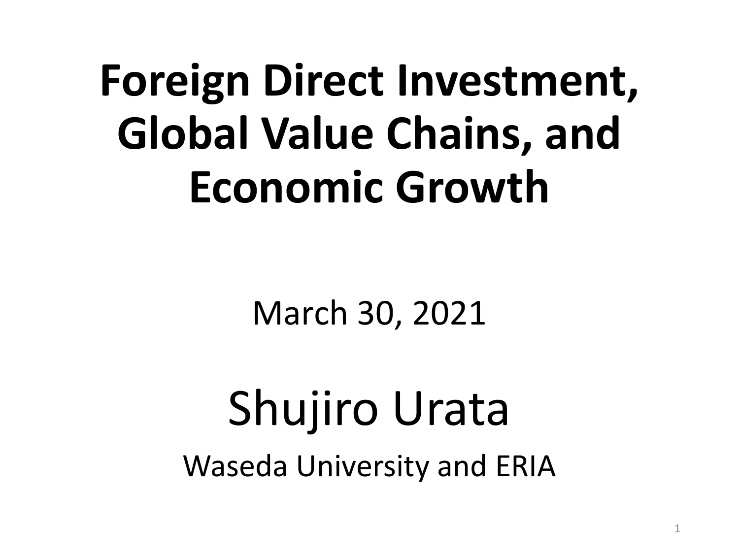# Foreign Direct Investment, Global Value Chains, and Economic Growth

March 30, 2021

Shujiro Urata

Waseda University and ERIA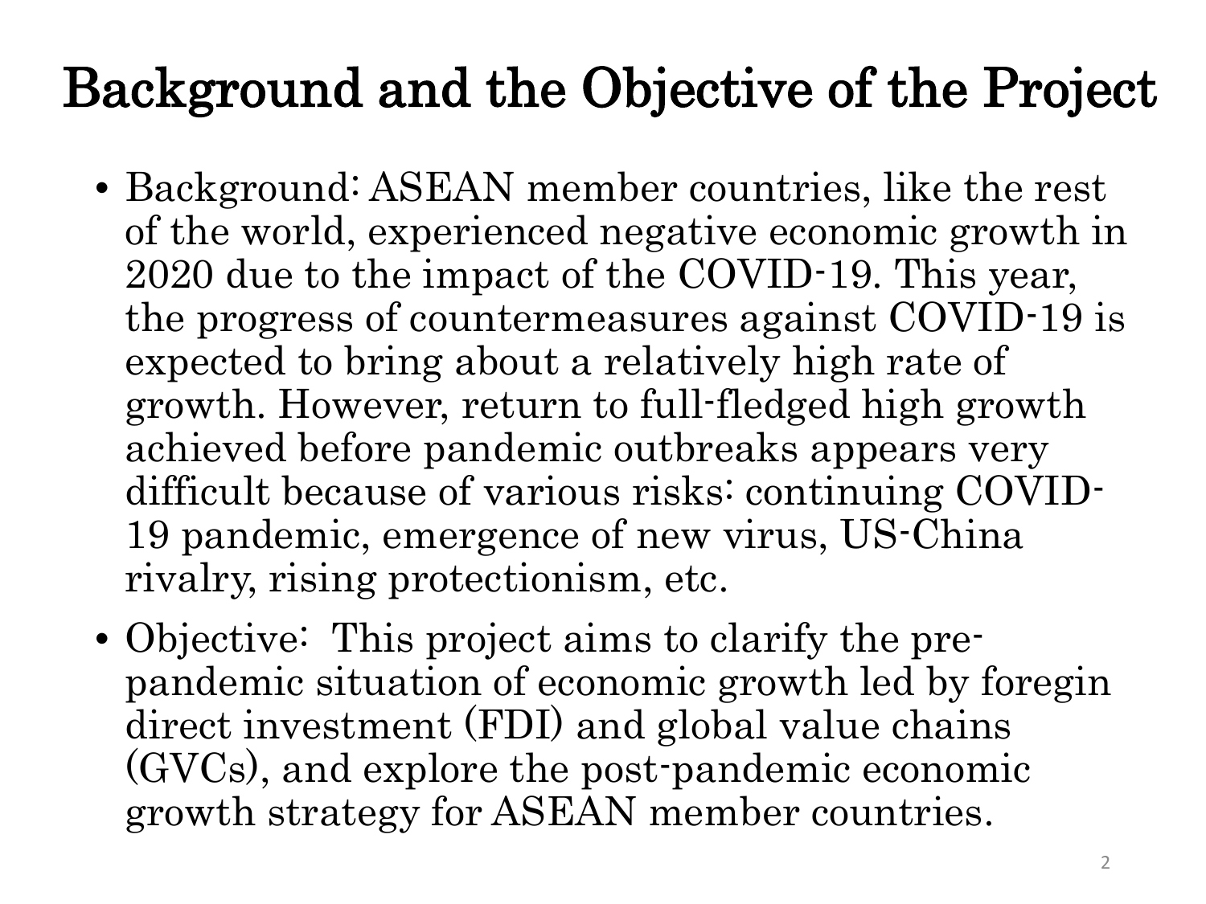# Background and the Objective of the Project

- Background: ASEAN member countries, like the rest of the world, experienced negative economic growth in 2020 due to the impact of the COVID-19. This year, the progress of countermeasures against COVID-19 is expected to bring about a relatively high rate of growth. However, return to full-fledged high growth achieved before pandemic outbreaks appears very difficult because of various risks: continuing COVID-19 pandemic, emergence of new virus, US-China rivalry, rising protectionism, etc.
- Objective: This project aims to clarify the pre-pandemic situation of economic growth led by foregin direct investment (FDI) and global value chains (GVCs), and explore the post-pandemic economic growth strategy for ASEAN member countries.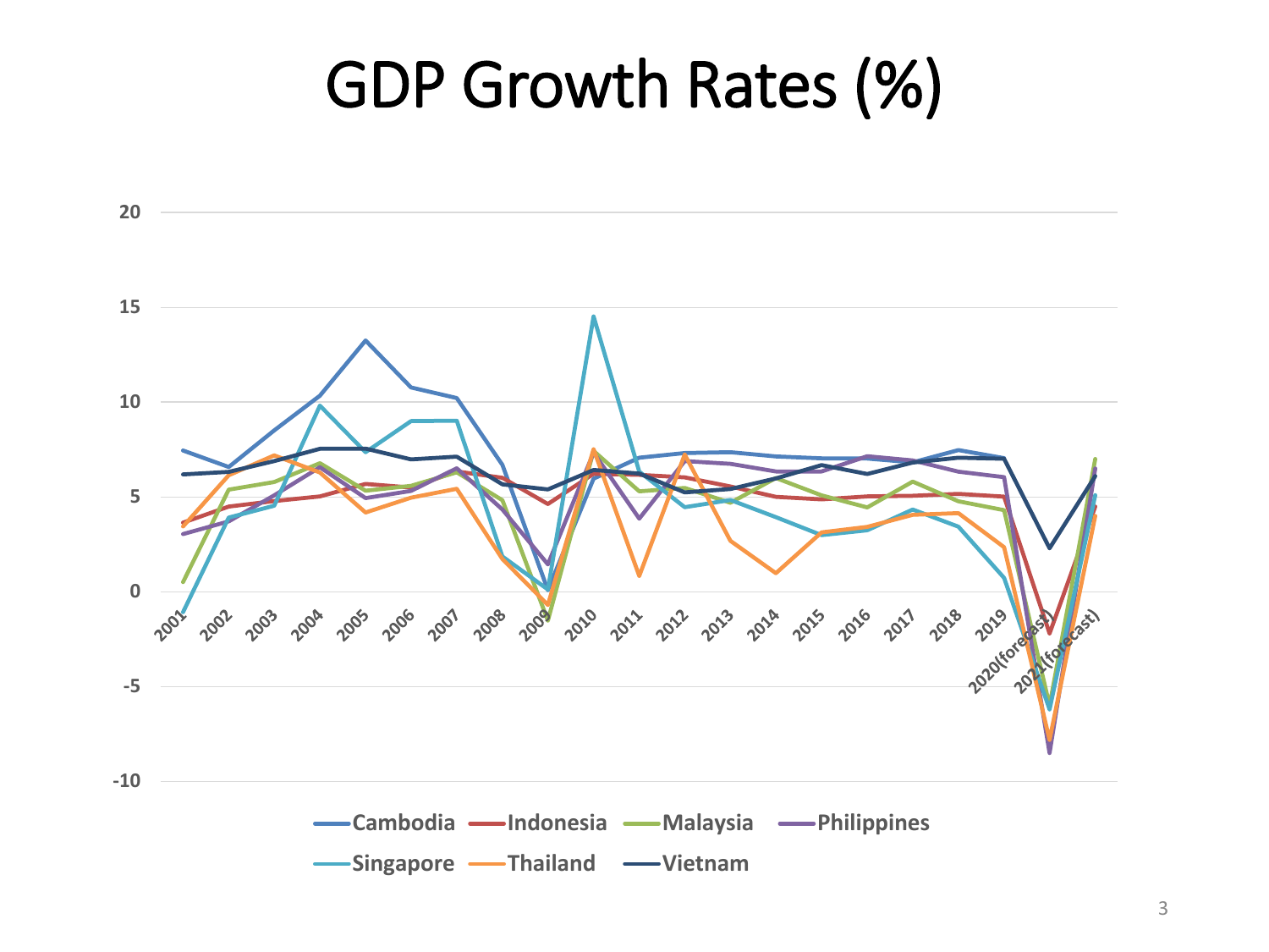# GDP Growth Rates (%)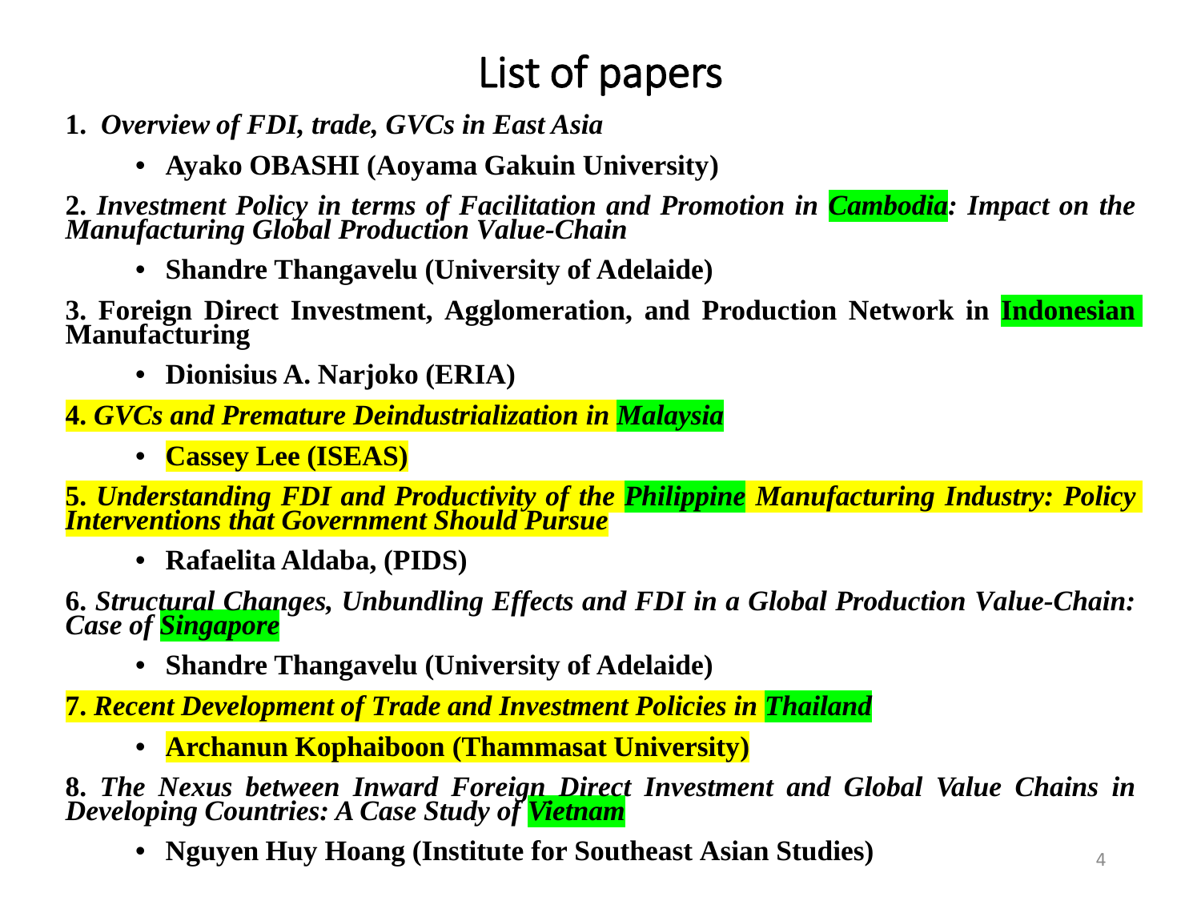# List of papers

**1.** ***Overview of FDI, trade, GVCs in East Asia***

- **Ayako OBASHI (Aoyama Gakuin University)**

**2.** ***Investment Policy in terms of Facilitation and Promotion in Cambodia: Impact on the Manufacturing Global Production Value-Chain***

- **Shandre Thangavelu (University of Adelaide)**

**3. Foreign Direct Investment, Agglomeration, and Production Network in Indonesian Manufacturing**

- **Dionisius A. Narjoko (ERIA)**

**4.** ***GVCs and Premature Deindustrialization in Malaysia***

- **Cassey Lee (ISEAS)**

**5.** ***Understanding FDI and Productivity of the Philippine Manufacturing Industry: Policy Interventions that Government Should Pursue***

- **Rafaelita Aldaba, (PIDS)**

**6.** ***Structural Changes, Unbundling Effects and FDI in a Global Production Value-Chain: Case of Singapore***

- **Shandre Thangavelu (University of Adelaide)**

**7.** ***Recent Development of Trade and Investment Policies in Thailand***

- **Archanun Kophaiboon (Thammasat University)**

**8.** ***The Nexus between Inward Foreign Direct Investment and Global Value Chains in Developing Countries: A Case Study of Vietnam***

- **Nguyen Huy Hoang (Institute for Southeast Asian Studies)**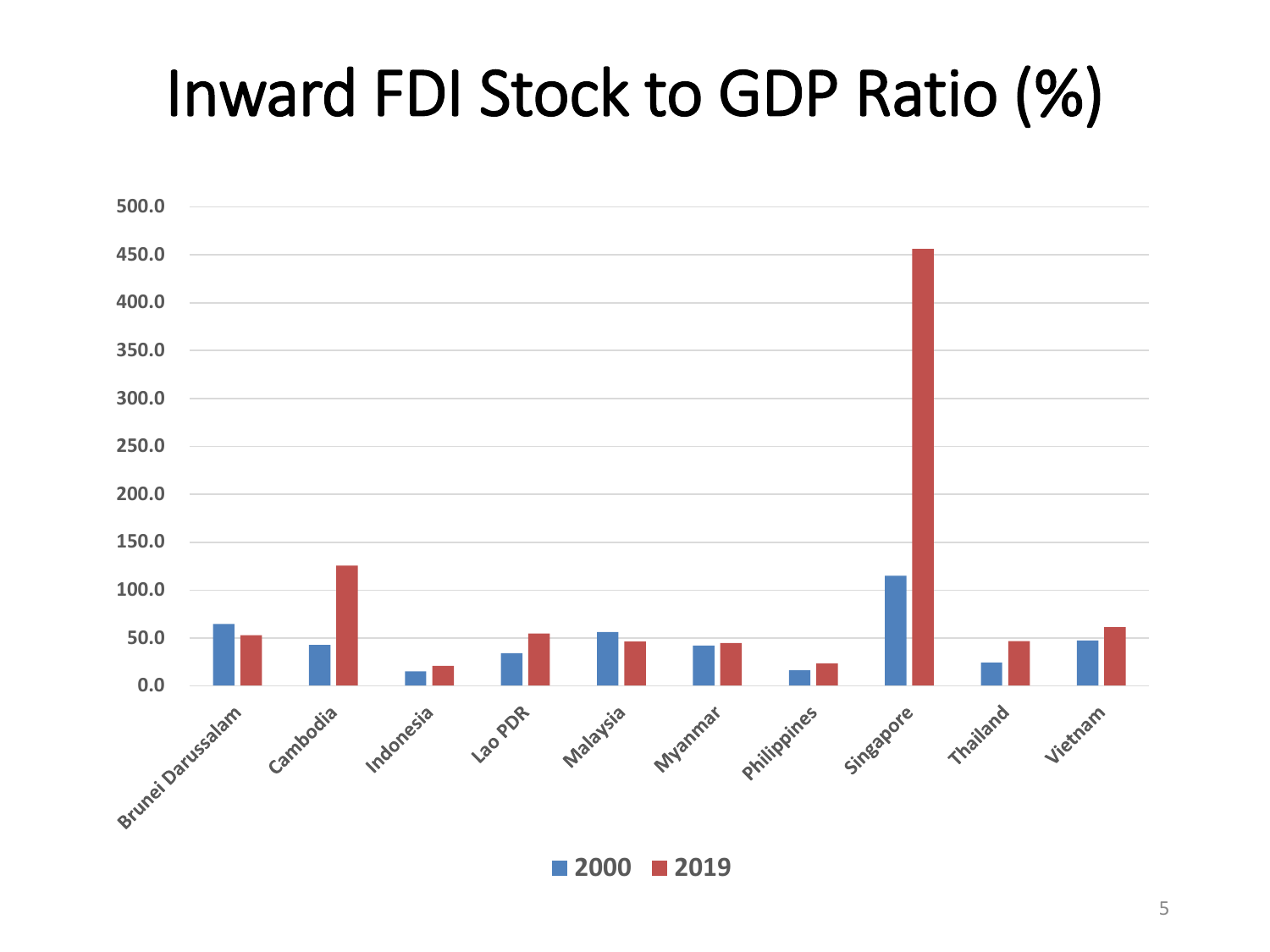# Inward FDI Stock to GDP Ratio (%)

500.0
450.0
400.0
350.0
300.0
250.0
200.0
150.0
100.0
50.0
0.0

Brunei Darussalam, Cambodia, Indonesia, Lao PDR, Malaysia, Myanmar, Philippines, Singapore, Thailand, Vietnam

■ 2000 ■ 2019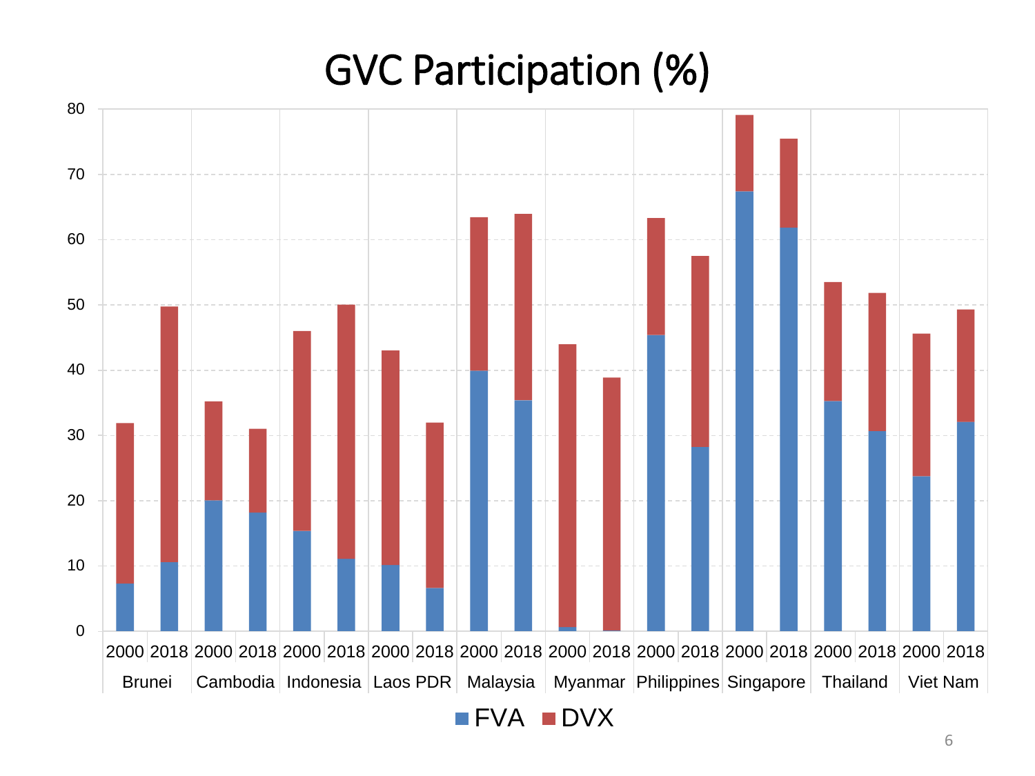# GVC Participation (%)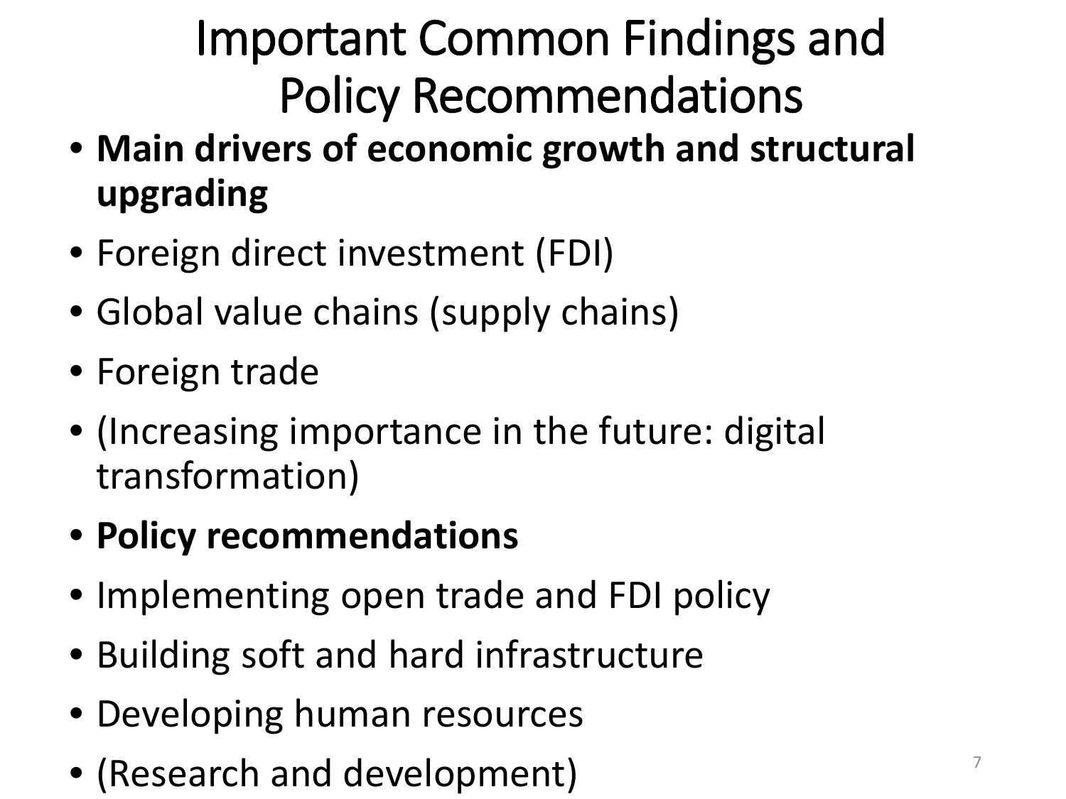# Important Common Findings and Policy Recommendations

- **Main drivers of economic growth and structural upgrading**
- Foreign direct investment (FDI)
- Global value chains (supply chains)
- Foreign trade
- (Increasing importance in the future: digital transformation)
- **Policy recommendations**
- Implementing open trade and FDI policy
- Building soft and hard infrastructure
- Developing human resources
- (Research and development)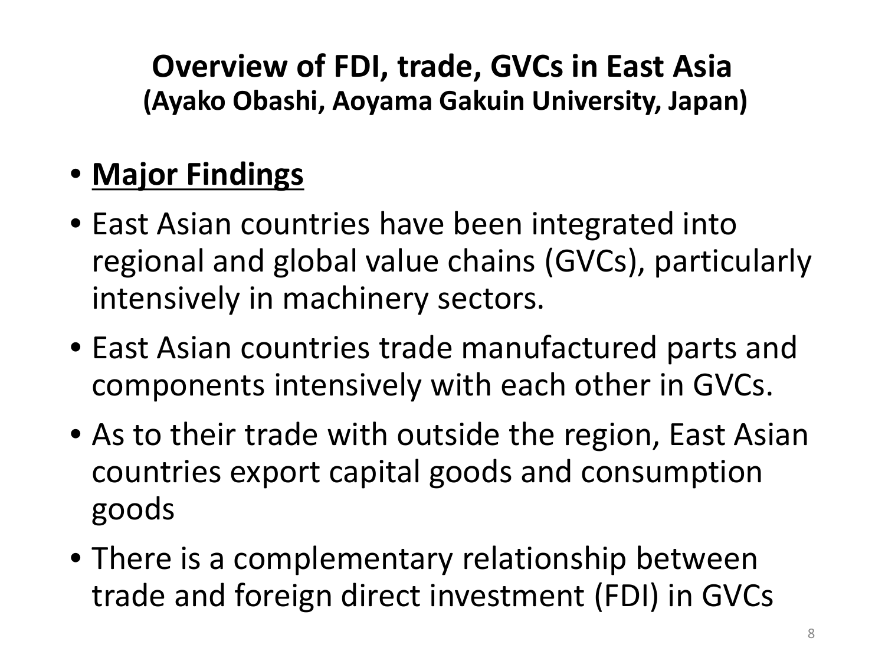# Overview of FDI, trade, GVCs in East Asia
**(Ayako Obashi, Aoyama Gakuin University, Japan)**

- **<u>Major Findings</u>**
- East Asian countries have been integrated into regional and global value chains (GVCs), particularly intensively in machinery sectors.
- East Asian countries trade manufactured parts and components intensively with each other in GVCs.
- As to their trade with outside the region, East Asian countries export capital goods and consumption goods
- There is a complementary relationship between trade and foreign direct investment (FDI) in GVCs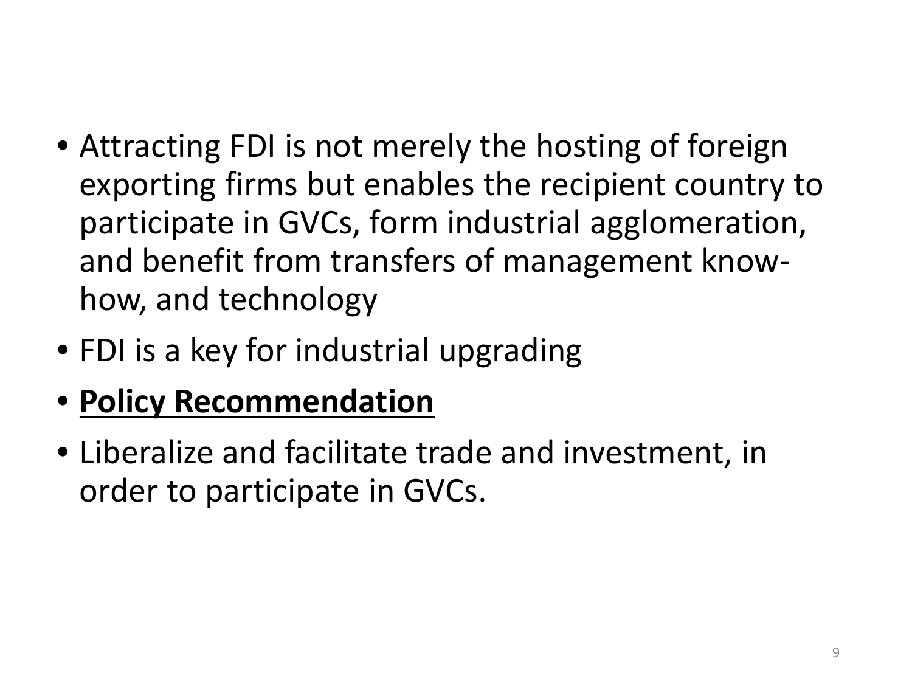- Attracting FDI is not merely the hosting of foreign exporting firms but enables the recipient country to participate in GVCs, form industrial agglomeration, and benefit from transfers of management know-how, and technology
- FDI is a key for industrial upgrading
- **<u>Policy Recommendation</u>**
- Liberalize and facilitate trade and investment, in order to participate in GVCs.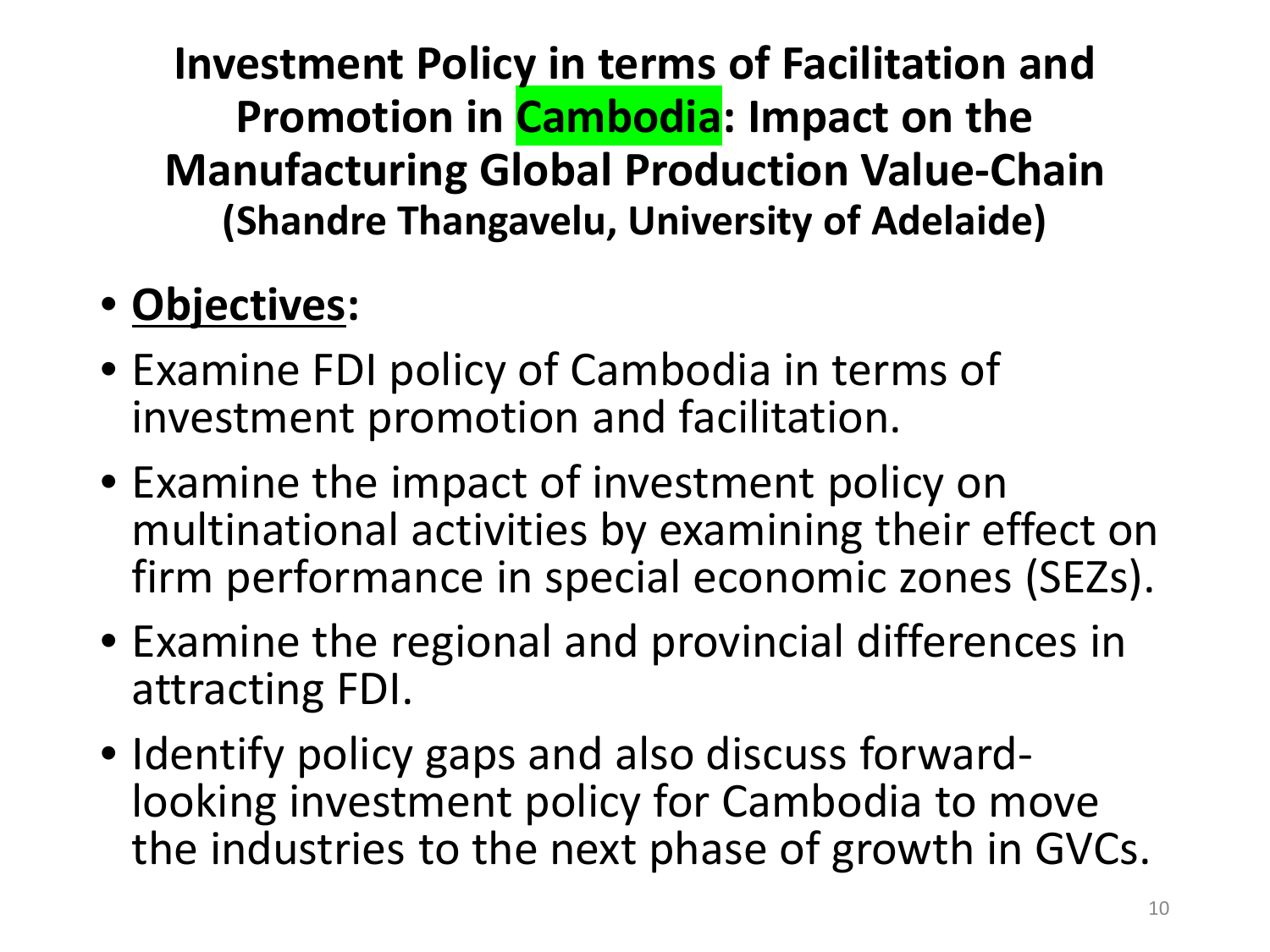# Investment Policy in terms of Facilitation and Promotion in Cambodia: Impact on the Manufacturing Global Production Value-Chain

**(Shandre Thangavelu, University of Adelaide)**

- **Objectives:**
- Examine FDI policy of Cambodia in terms of investment promotion and facilitation.
- Examine the impact of investment policy on multinational activities by examining their effect on firm performance in special economic zones (SEZs).
- Examine the regional and provincial differences in attracting FDI.
- Identify policy gaps and also discuss forward-looking investment policy for Cambodia to move the industries to the next phase of growth in GVCs.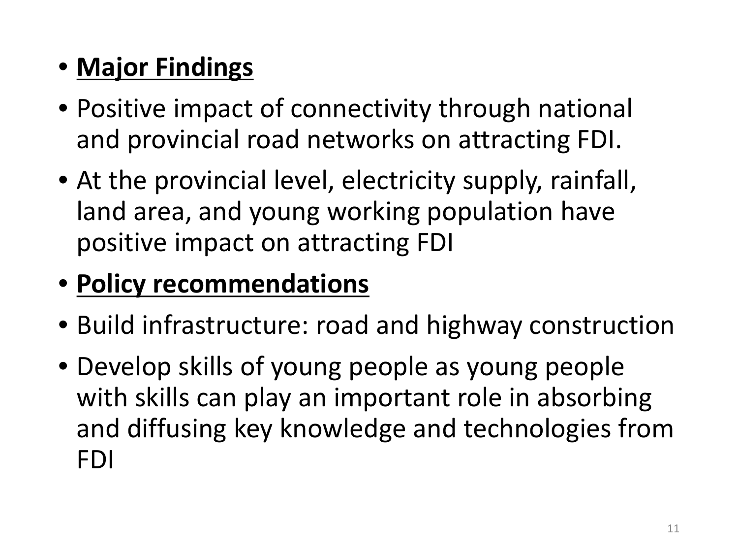- **Major Findings**
- Positive impact of connectivity through national and provincial road networks on attracting FDI.
- At the provincial level, electricity supply, rainfall, land area, and young working population have positive impact on attracting FDI
- **Policy recommendations**
- Build infrastructure: road and highway construction
- Develop skills of young people as young people with skills can play an important role in absorbing and diffusing key knowledge and technologies from FDI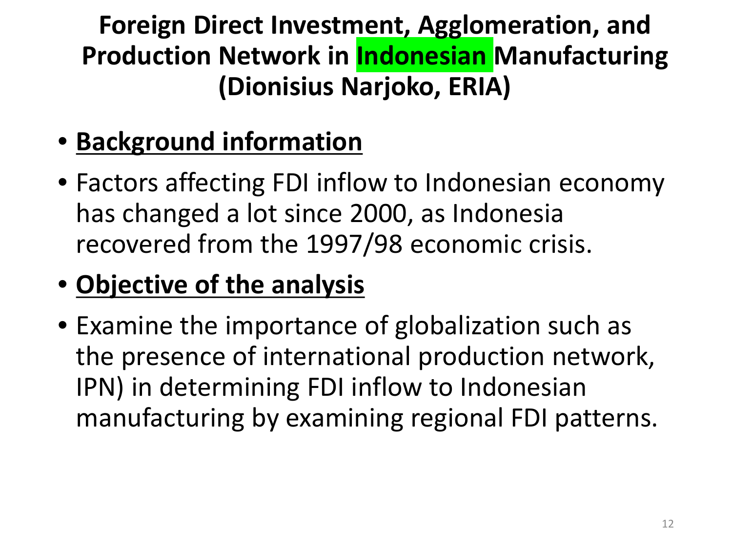# Foreign Direct Investment, Agglomeration, and Production Network in Indonesian Manufacturing (Dionisius Narjoko, ERIA)

- **Background information**
- Factors affecting FDI inflow to Indonesian economy has changed a lot since 2000, as Indonesia recovered from the 1997/98 economic crisis.
- **Objective of the analysis**
- Examine the importance of globalization such as the presence of international production network, IPN) in determining FDI inflow to Indonesian manufacturing by examining regional FDI patterns.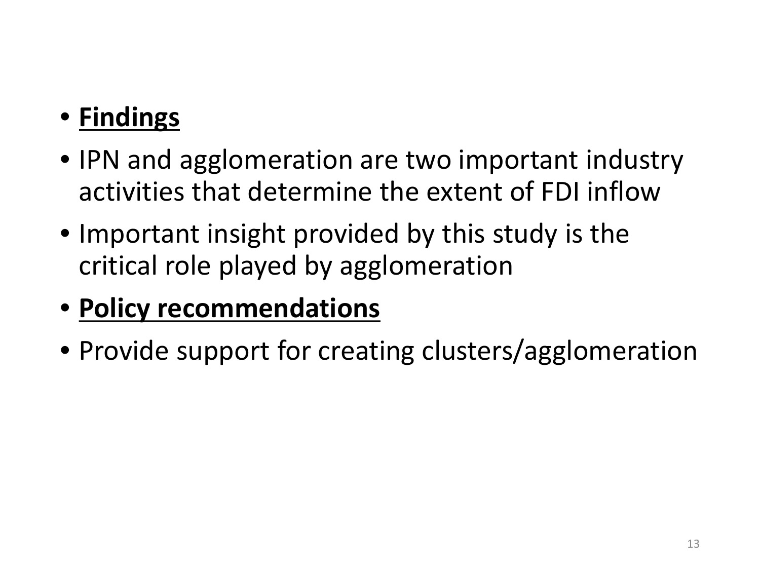- **Findings**
- IPN and agglomeration are two important industry activities that determine the extent of FDI inflow
- Important insight provided by this study is the critical role played by agglomeration
- **Policy recommendations**
- Provide support for creating clusters/agglomeration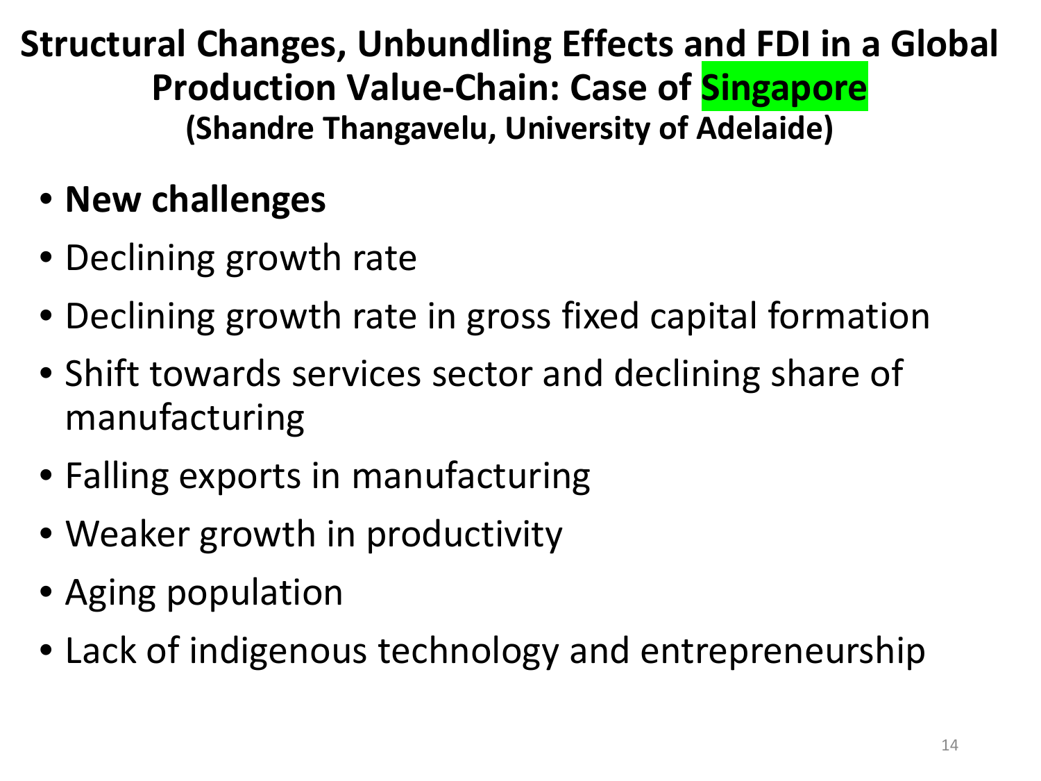# Structural Changes, Unbundling Effects and FDI in a Global Production Value-Chain: Case of Singapore

**(Shandre Thangavelu, University of Adelaide)**

- **New challenges**
- Declining growth rate
- Declining growth rate in gross fixed capital formation
- Shift towards services sector and declining share of manufacturing
- Falling exports in manufacturing
- Weaker growth in productivity
- Aging population
- Lack of indigenous technology and entrepreneurship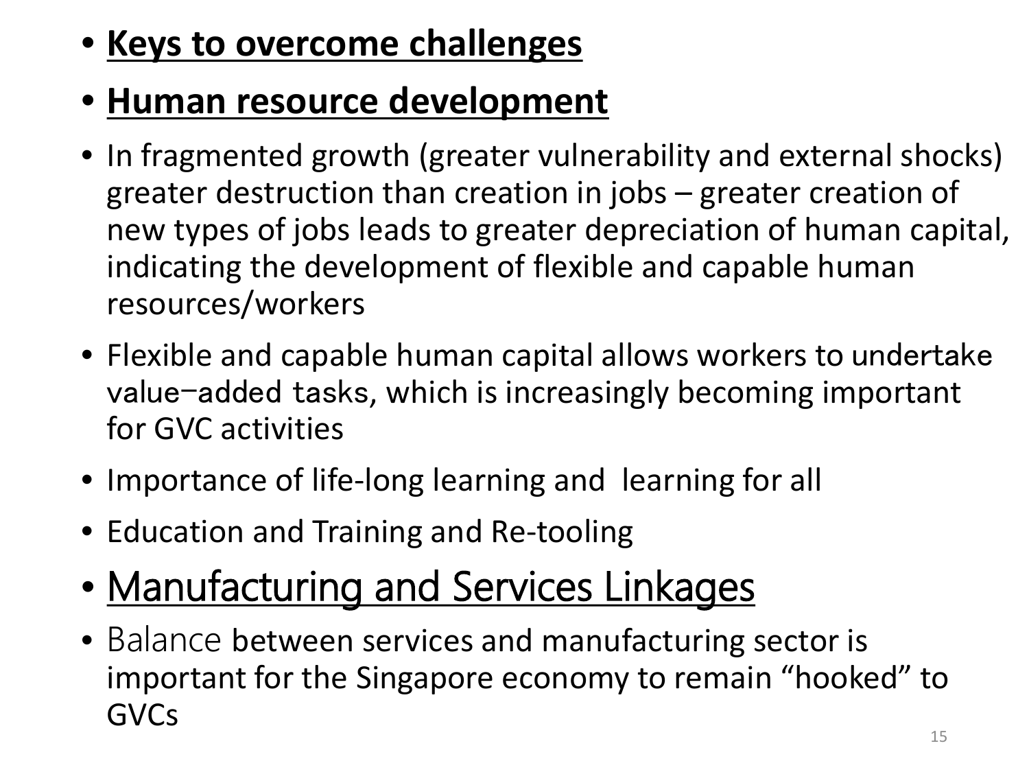- **Keys to overcome challenges**
- **Human resource development**
- In fragmented growth (greater vulnerability and external shocks) greater destruction than creation in jobs – greater creation of new types of jobs leads to greater depreciation of human capital, indicating the development of flexible and capable human resources/workers
- Flexible and capable human capital allows workers to undertake value–added tasks, which is increasingly becoming important for GVC activities
- Importance of life-long learning and learning for all
- Education and Training and Re-tooling
- Manufacturing and Services Linkages
- Balance between services and manufacturing sector is important for the Singapore economy to remain "hooked" to GVCs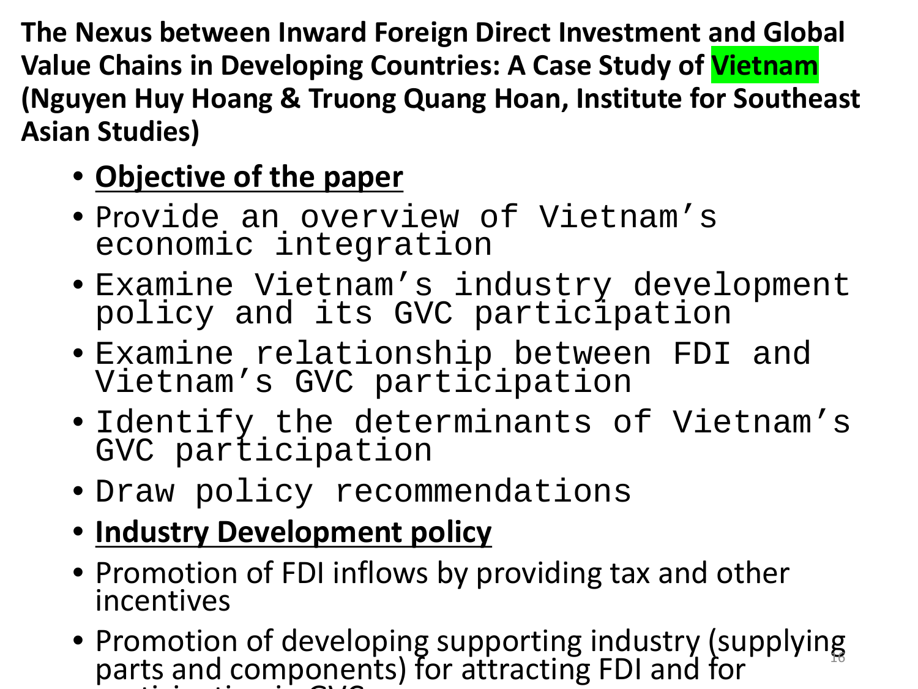**The Nexus between Inward Foreign Direct Investment and Global Value Chains in Developing Countries: A Case Study of Vietnam (Nguyen Huy Hoang & Truong Quang Hoan, Institute for Southeast Asian Studies)**

- **Objective of the paper**
- Provide an overview of Vietnam's economic integration
- Examine Vietnam's industry development policy and its GVC participation
- Examine relationship between FDI and Vietnam's GVC participation
- Identify the determinants of Vietnam's GVC participation
- Draw policy recommendations
- **Industry Development policy**
- Promotion of FDI inflows by providing tax and other incentives
- Promotion of developing supporting industry (supplying parts and components) for attracting FDI and for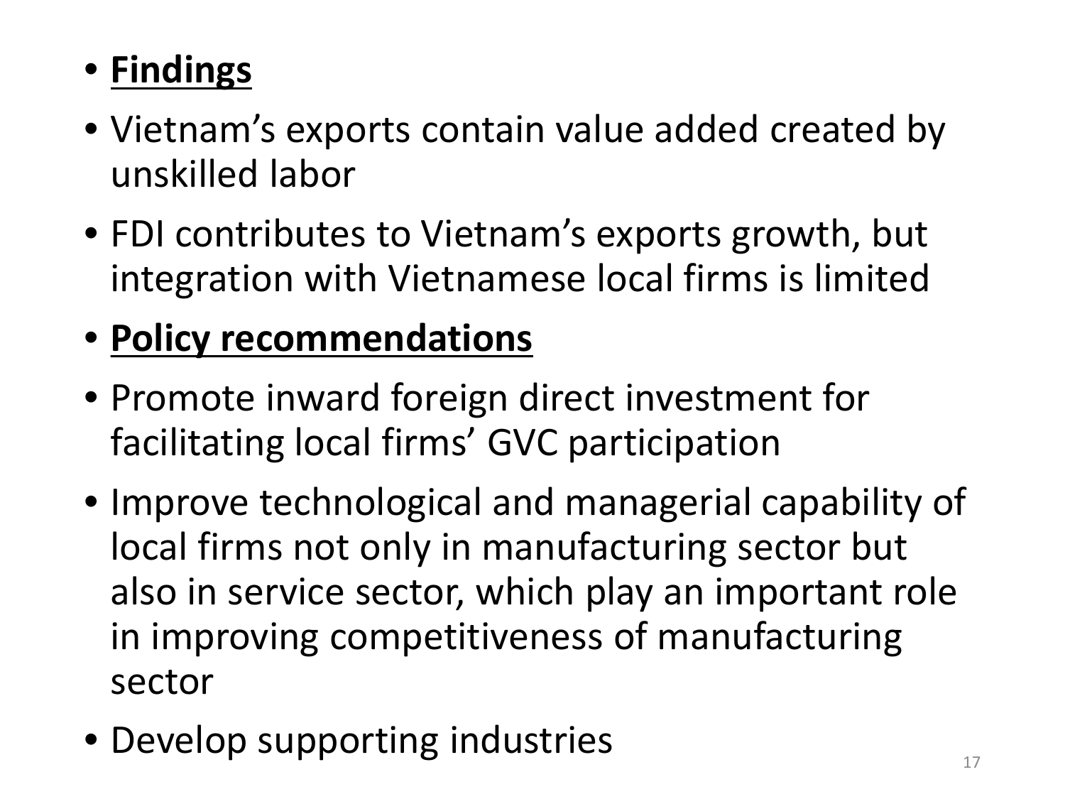- **Findings**
- Vietnam’s exports contain value added created by unskilled labor
- FDI contributes to Vietnam’s exports growth, but integration with Vietnamese local firms is limited
- **Policy recommendations**
- Promote inward foreign direct investment for facilitating local firms’ GVC participation
- Improve technological and managerial capability of local firms not only in manufacturing sector but also in service sector, which play an important role in improving competitiveness of manufacturing sector
- Develop supporting industries